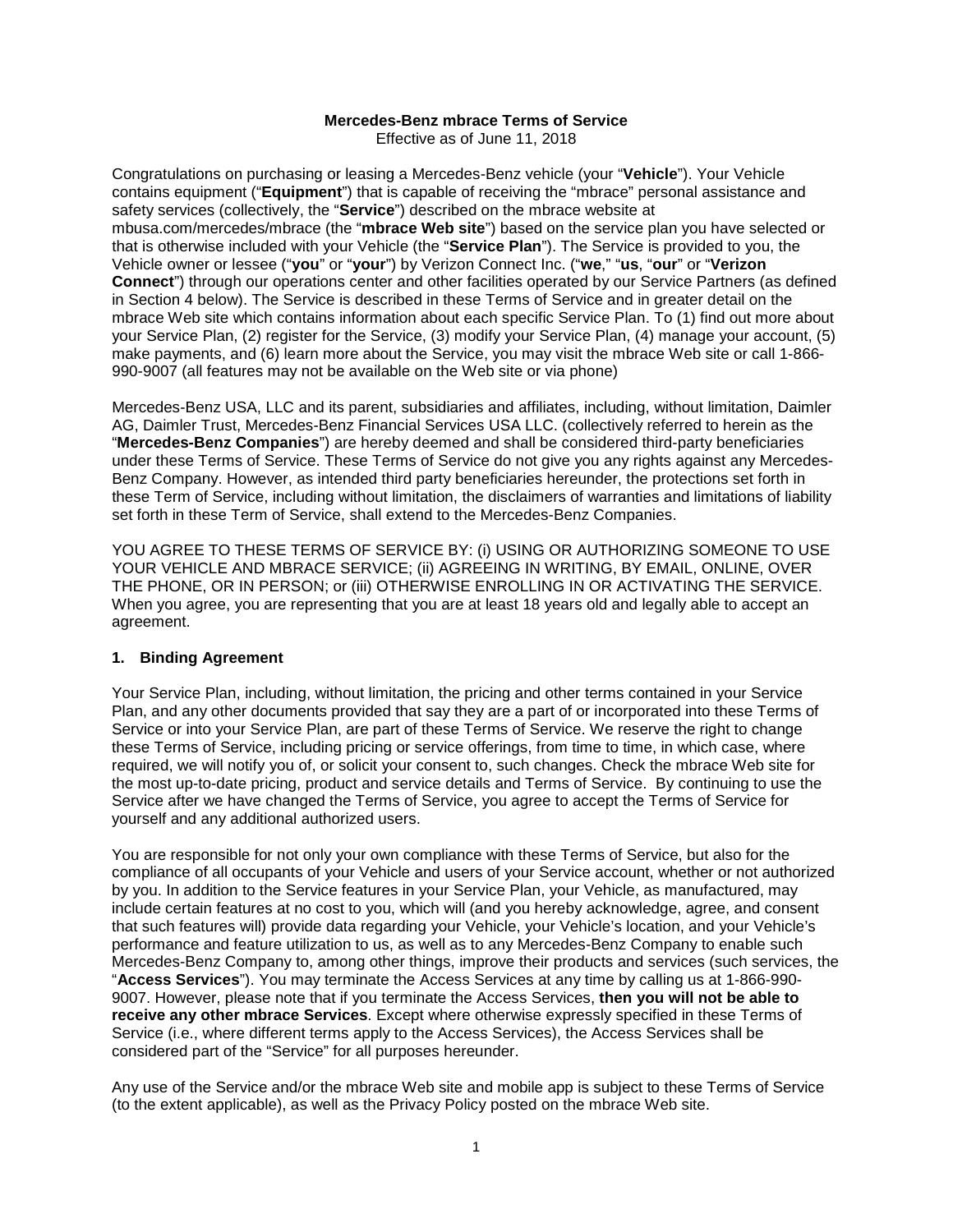# Mercedes-Benz mbrace Terms of Service

Effective as of June 11, 2018

Congratulations on purchasing or leasing a Mercedes-Benz vehicle (your "**Vehicle**"). Your Vehicle contains equipment ("**Equipment**") that is capable of receiving the "mbrace" personal assistance and safety services (collectively, the "**Service**") described on the mbrace website at mbusa.com/mercedes/mbrace (the "**mbrace Web site**") based on the service plan you have selected or that is otherwise included with your Vehicle (the "**Service Plan**"). The Service is provided to you, the Vehicle owner or lessee ("**you**" or "**your**") by Verizon Connect Inc. ("**we**," "**us**, "**our**" or "**Verizon Connect**") through our operations center and other facilities operated by our Service Partners (as defined in Section 4 below). The Service is described in these Terms of Service and in greater detail on the mbrace Web site which contains information about each specific Service Plan. To (1) find out more about your Service Plan, (2) register for the Service, (3) modify your Service Plan, (4) manage your account, (5) make payments, and (6) learn more about the Service, you may visit the mbrace Web site or call 1-866-990-9007 (all features may not be available on the Web site or via phone)

Mercedes-Benz USA, LLC and its parent, subsidiaries and affiliates, including, without limitation, Daimler AG, Daimler Trust, Mercedes-Benz Financial Services USA LLC. (collectively referred to herein as the "**Mercedes-Benz Companies**") are hereby deemed and shall be considered third-party beneficiaries under these Terms of Service. These Terms of Service do not give you any rights against any Mercedes-Benz Company. However, as intended third party beneficiaries hereunder, the protections set forth in these Term of Service, including without limitation, the disclaimers of warranties and limitations of liability set forth in these Term of Service, shall extend to the Mercedes-Benz Companies.

YOU AGREE TO THESE TERMS OF SERVICE BY: (i) USING OR AUTHORIZING SOMEONE TO USE YOUR VEHICLE AND MBRACE SERVICE; (ii) AGREEING IN WRITING, BY EMAIL, ONLINE, OVER THE PHONE, OR IN PERSON; or (iii) OTHERWISE ENROLLING IN OR ACTIVATING THE SERVICE. When you agree, you are representing that you are at least 18 years old and legally able to accept an agreement.

## 1. Binding Agreement

Your Service Plan, including, without limitation, the pricing and other terms contained in your Service Plan, and any other documents provided that say they are a part of or incorporated into these Terms of Service or into your Service Plan, are part of these Terms of Service. We reserve the right to change these Terms of Service, including pricing or service offerings, from time to time, in which case, where required, we will notify you of, or solicit your consent to, such changes. Check the mbrace Web site for the most up-to-date pricing, product and service details and Terms of Service. By continuing to use the Service after we have changed the Terms of Service, you agree to accept the Terms of Service for yourself and any additional authorized users.

You are responsible for not only your own compliance with these Terms of Service, but also for the compliance of all occupants of your Vehicle and users of your Service account, whether or not authorized by you. In addition to the Service features in your Service Plan, your Vehicle, as manufactured, may include certain features at no cost to you, which will (and you hereby acknowledge, agree, and consent that such features will) provide data regarding your Vehicle, your Vehicle's location, and your Vehicle's performance and feature utilization to us, as well as to any Mercedes-Benz Company to enable such Mercedes-Benz Company to, among other things, improve their products and services (such services, the "**Access Services**"). You may terminate the Access Services at any time by calling us at 1-866-990-9007. However, please note that if you terminate the Access Services, **then you will not be able to receive any other mbrace Services**. Except where otherwise expressly specified in these Terms of Service (i.e., where different terms apply to the Access Services), the Access Services shall be considered part of the "Service" for all purposes hereunder.

Any use of the Service and/or the mbrace Web site and mobile app is subject to these Terms of Service (to the extent applicable), as well as the Privacy Policy posted on the mbrace Web site.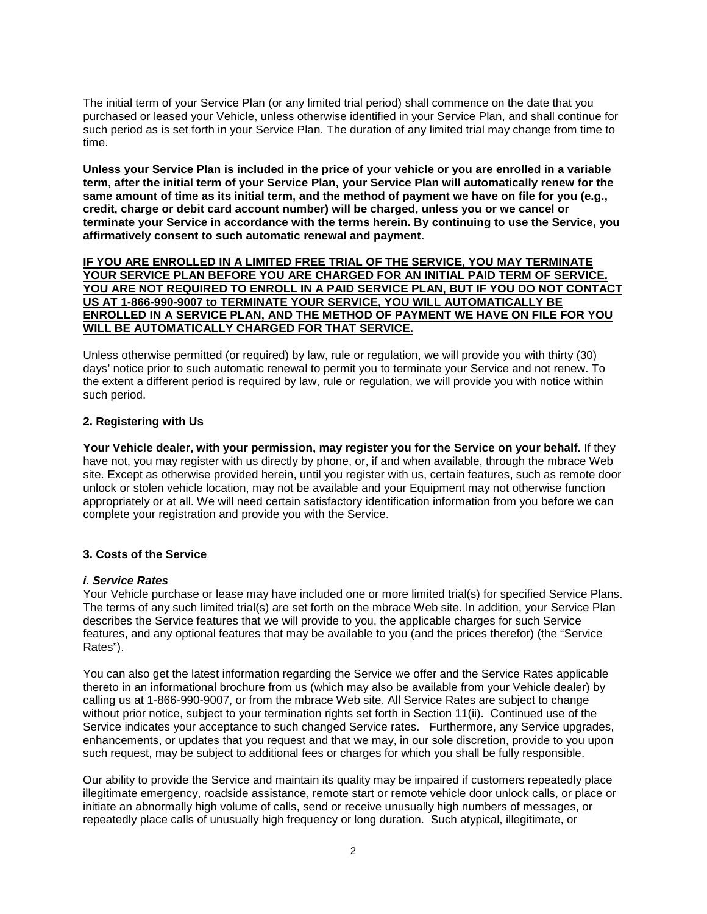The initial term of your Service Plan (or any limited trial period) shall commence on the date that you purchased or leased your Vehicle, unless otherwise identified in your Service Plan, and shall continue for such period as is set forth in your Service Plan. The duration of any limited trial may change from time to time.

**Unless your Service Plan is included in the price of your vehicle or you are enrolled in a variable term, after the initial term of your Service Plan, your Service Plan will automatically renew for the same amount of time as its initial term, and the method of payment we have on file for you (e.g., credit, charge or debit card account number) will be charged, unless you or we cancel or terminate your Service in accordance with the terms herein. By continuing to use the Service, you affirmatively consent to such automatic renewal and payment.**

<u>**IF YOU ARE ENROLLED IN A LIMITED FREE TRIAL OF THE SERVICE, YOU MAY TERMINATE YOUR SERVICE PLAN BEFORE YOU ARE CHARGED FOR AN INITIAL PAID TERM OF SERVICE. YOU ARE NOT REQUIRED TO ENROLL IN A PAID SERVICE PLAN, BUT IF YOU DO NOT CONTACT US AT 1-866-990-9007 to TERMINATE YOUR SERVICE, YOU WILL AUTOMATICALLY BE ENROLLED IN A SERVICE PLAN, AND THE METHOD OF PAYMENT WE HAVE ON FILE FOR YOU WILL BE AUTOMATICALLY CHARGED FOR THAT SERVICE.**</u>

Unless otherwise permitted (or required) by law, rule or regulation, we will provide you with thirty (30) days' notice prior to such automatic renewal to permit you to terminate your Service and not renew. To the extent a different period is required by law, rule or regulation, we will provide you with notice within such period.

### 2. Registering with Us

**Your Vehicle dealer, with your permission, may register you for the Service on your behalf.** If they have not, you may register with us directly by phone, or, if and when available, through the mbrace Web site. Except as otherwise provided herein, until you register with us, certain features, such as remote door unlock or stolen vehicle location, may not be available and your Equipment may not otherwise function appropriately or at all. We will need certain satisfactory identification information from you before we can complete your registration and provide you with the Service.

### 3. Costs of the Service

#### *i. Service Rates*

Your Vehicle purchase or lease may have included one or more limited trial(s) for specified Service Plans. The terms of any such limited trial(s) are set forth on the mbrace Web site. In addition, your Service Plan describes the Service features that we will provide to you, the applicable charges for such Service features, and any optional features that may be available to you (and the prices therefor) (the "Service Rates").

You can also get the latest information regarding the Service we offer and the Service Rates applicable thereto in an informational brochure from us (which may also be available from your Vehicle dealer) by calling us at 1-866-990-9007, or from the mbrace Web site. All Service Rates are subject to change without prior notice, subject to your termination rights set forth in Section 11(ii). Continued use of the Service indicates your acceptance to such changed Service rates. Furthermore, any Service upgrades, enhancements, or updates that you request and that we may, in our sole discretion, provide to you upon such request, may be subject to additional fees or charges for which you shall be fully responsible.

Our ability to provide the Service and maintain its quality may be impaired if customers repeatedly place illegitimate emergency, roadside assistance, remote start or remote vehicle door unlock calls, or place or initiate an abnormally high volume of calls, send or receive unusually high numbers of messages, or repeatedly place calls of unusually high frequency or long duration. Such atypical, illegitimate, or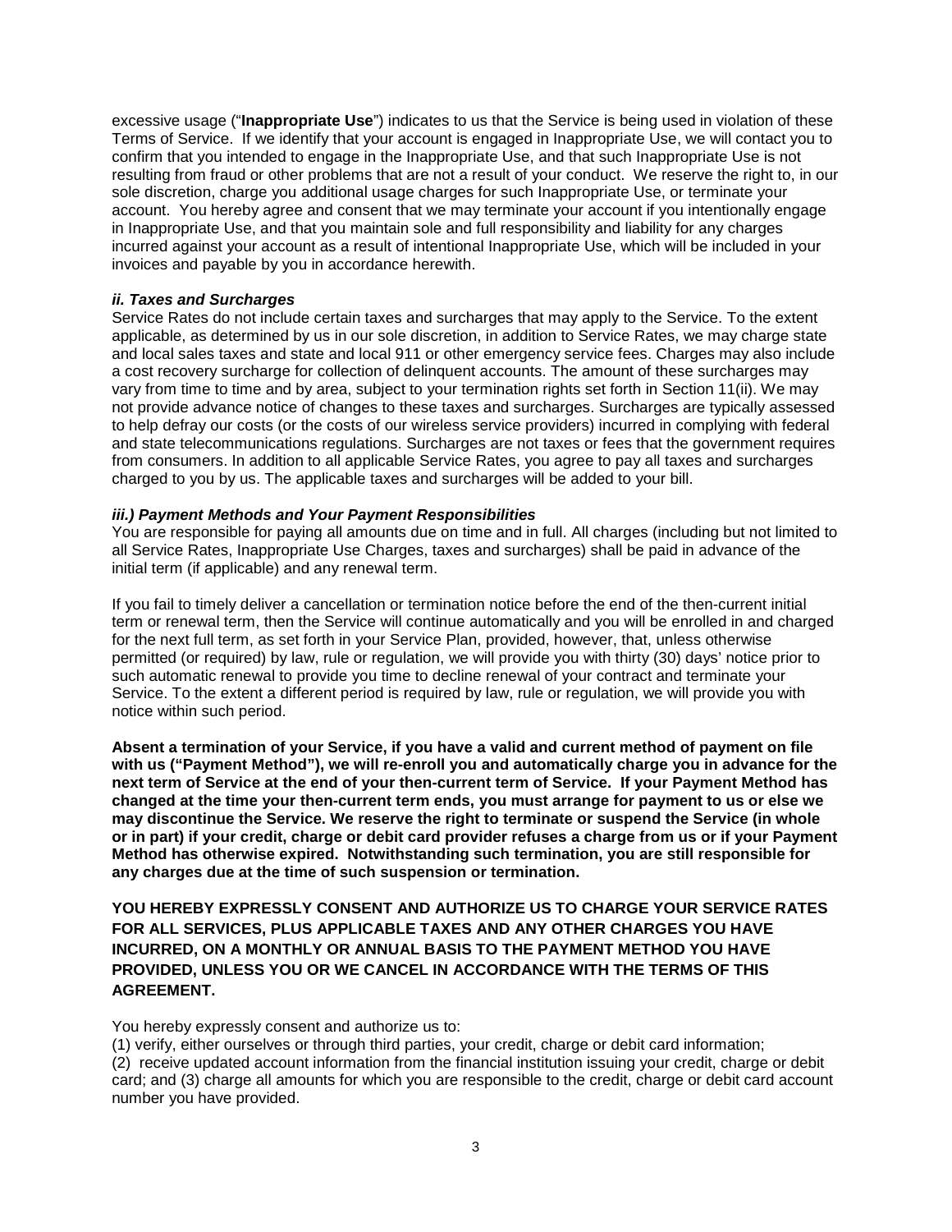excessive usage ("**Inappropriate Use**") indicates to us that the Service is being used in violation of these Terms of Service. If we identify that your account is engaged in Inappropriate Use, we will contact you to confirm that you intended to engage in the Inappropriate Use, and that such Inappropriate Use is not resulting from fraud or other problems that are not a result of your conduct. We reserve the right to, in our sole discretion, charge you additional usage charges for such Inappropriate Use, or terminate your account. You hereby agree and consent that we may terminate your account if you intentionally engage in Inappropriate Use, and that you maintain sole and full responsibility and liability for any charges incurred against your account as a result of intentional Inappropriate Use, which will be included in your invoices and payable by you in accordance herewith.

***ii. Taxes and Surcharges***

Service Rates do not include certain taxes and surcharges that may apply to the Service. To the extent applicable, as determined by us in our sole discretion, in addition to Service Rates, we may charge state and local sales taxes and state and local 911 or other emergency service fees. Charges may also include a cost recovery surcharge for collection of delinquent accounts. The amount of these surcharges may vary from time to time and by area, subject to your termination rights set forth in Section 11(ii). We may not provide advance notice of changes to these taxes and surcharges. Surcharges are typically assessed to help defray our costs (or the costs of our wireless service providers) incurred in complying with federal and state telecommunications regulations. Surcharges are not taxes or fees that the government requires from consumers. In addition to all applicable Service Rates, you agree to pay all taxes and surcharges charged to you by us. The applicable taxes and surcharges will be added to your bill.

***iii.) Payment Methods and Your Payment Responsibilities***

You are responsible for paying all amounts due on time and in full. All charges (including but not limited to all Service Rates, Inappropriate Use Charges, taxes and surcharges) shall be paid in advance of the initial term (if applicable) and any renewal term.

If you fail to timely deliver a cancellation or termination notice before the end of the then-current initial term or renewal term, then the Service will continue automatically and you will be enrolled in and charged for the next full term, as set forth in your Service Plan, provided, however, that, unless otherwise permitted (or required) by law, rule or regulation, we will provide you with thirty (30) days' notice prior to such automatic renewal to provide you time to decline renewal of your contract and terminate your Service. To the extent a different period is required by law, rule or regulation, we will provide you with notice within such period.

**Absent a termination of your Service, if you have a valid and current method of payment on file with us ("Payment Method"), we will re-enroll you and automatically charge you in advance for the next term of Service at the end of your then-current term of Service. If your Payment Method has changed at the time your then-current term ends, you must arrange for payment to us or else we may discontinue the Service. We reserve the right to terminate or suspend the Service (in whole or in part) if your credit, charge or debit card provider refuses a charge from us or if your Payment Method has otherwise expired. Notwithstanding such termination, you are still responsible for any charges due at the time of such suspension or termination.**

**YOU HEREBY EXPRESSLY CONSENT AND AUTHORIZE US TO CHARGE YOUR SERVICE RATES FOR ALL SERVICES, PLUS APPLICABLE TAXES AND ANY OTHER CHARGES YOU HAVE INCURRED, ON A MONTHLY OR ANNUAL BASIS TO THE PAYMENT METHOD YOU HAVE PROVIDED, UNLESS YOU OR WE CANCEL IN ACCORDANCE WITH THE TERMS OF THIS AGREEMENT.**

You hereby expressly consent and authorize us to:
(1) verify, either ourselves or through third parties, your credit, charge or debit card information;
(2) receive updated account information from the financial institution issuing your credit, charge or debit card; and (3) charge all amounts for which you are responsible to the credit, charge or debit card account number you have provided.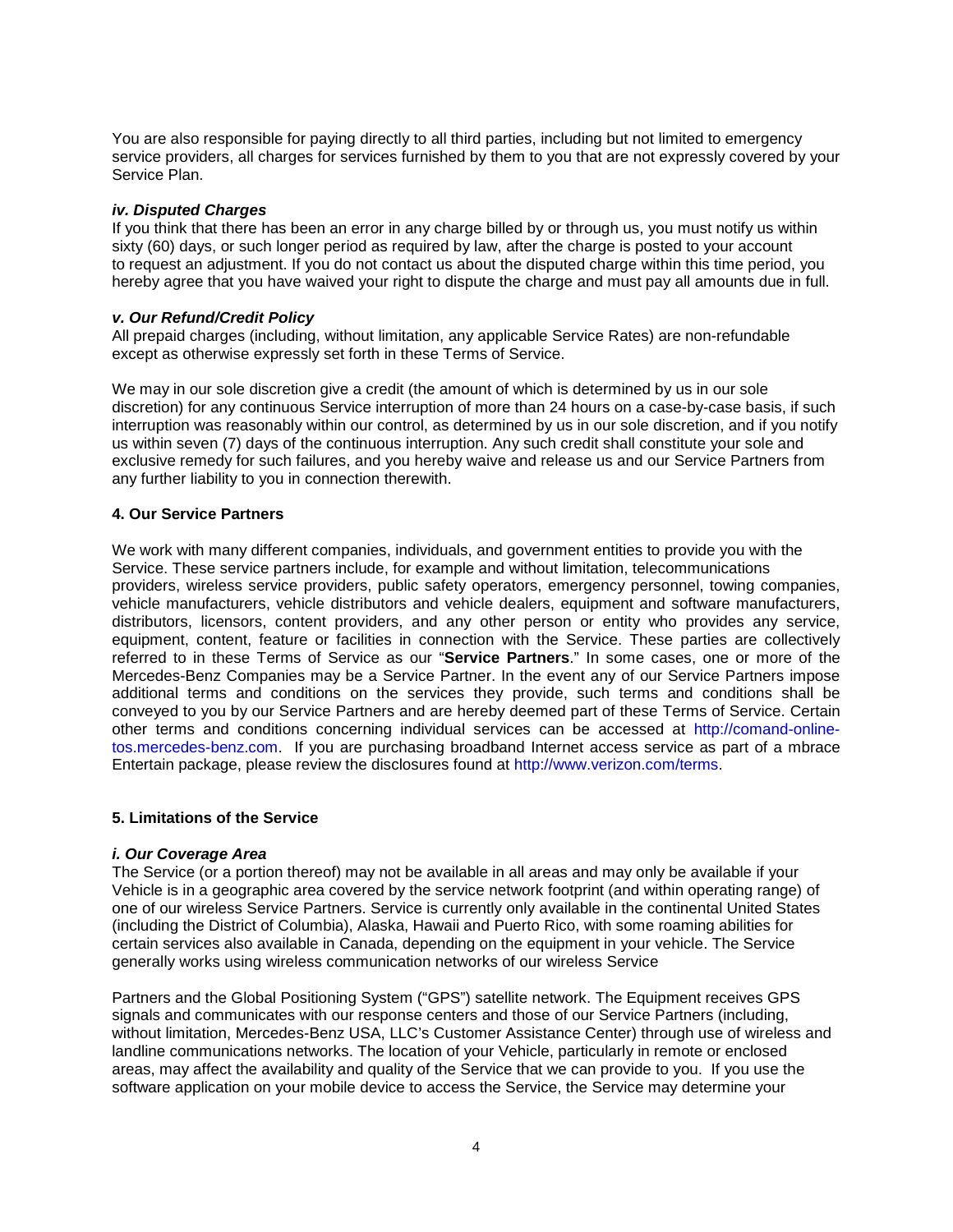You are also responsible for paying directly to all third parties, including but not limited to emergency service providers, all charges for services furnished by them to you that are not expressly covered by your Service Plan.

***iv. Disputed Charges***

If you think that there has been an error in any charge billed by or through us, you must notify us within sixty (60) days, or such longer period as required by law, after the charge is posted to your account to request an adjustment. If you do not contact us about the disputed charge within this time period, you hereby agree that you have waived your right to dispute the charge and must pay all amounts due in full.

***v. Our Refund/Credit Policy***

All prepaid charges (including, without limitation, any applicable Service Rates) are non-refundable except as otherwise expressly set forth in these Terms of Service.

We may in our sole discretion give a credit (the amount of which is determined by us in our sole discretion) for any continuous Service interruption of more than 24 hours on a case-by-case basis, if such interruption was reasonably within our control, as determined by us in our sole discretion, and if you notify us within seven (7) days of the continuous interruption. Any such credit shall constitute your sole and exclusive remedy for such failures, and you hereby waive and release us and our Service Partners from any further liability to you in connection therewith.

## 4. Our Service Partners

We work with many different companies, individuals, and government entities to provide you with the Service. These service partners include, for example and without limitation, telecommunications providers, wireless service providers, public safety operators, emergency personnel, towing companies, vehicle manufacturers, vehicle distributors and vehicle dealers, equipment and software manufacturers, distributors, licensors, content providers, and any other person or entity who provides any service, equipment, content, feature or facilities in connection with the Service. These parties are collectively referred to in these Terms of Service as our "**Service Partners**." In some cases, one or more of the Mercedes-Benz Companies may be a Service Partner. In the event any of our Service Partners impose additional terms and conditions on the services they provide, such terms and conditions shall be conveyed to you by our Service Partners and are hereby deemed part of these Terms of Service. Certain other terms and conditions concerning individual services can be accessed at http://comand-online-tos.mercedes-benz.com. If you are purchasing broadband Internet access service as part of a mbrace Entertain package, please review the disclosures found at http://www.verizon.com/terms.

## 5. Limitations of the Service

***i. Our Coverage Area***

The Service (or a portion thereof) may not be available in all areas and may only be available if your Vehicle is in a geographic area covered by the service network footprint (and within operating range) of one of our wireless Service Partners. Service is currently only available in the continental United States (including the District of Columbia), Alaska, Hawaii and Puerto Rico, with some roaming abilities for certain services also available in Canada, depending on the equipment in your vehicle. The Service generally works using wireless communication networks of our wireless Service Partners and the Global Positioning System ("GPS") satellite network. The Equipment receives GPS signals and communicates with our response centers and those of our Service Partners (including, without limitation, Mercedes-Benz USA, LLC's Customer Assistance Center) through use of wireless and landline communications networks. The location of your Vehicle, particularly in remote or enclosed areas, may affect the availability and quality of the Service that we can provide to you. If you use the software application on your mobile device to access the Service, the Service may determine your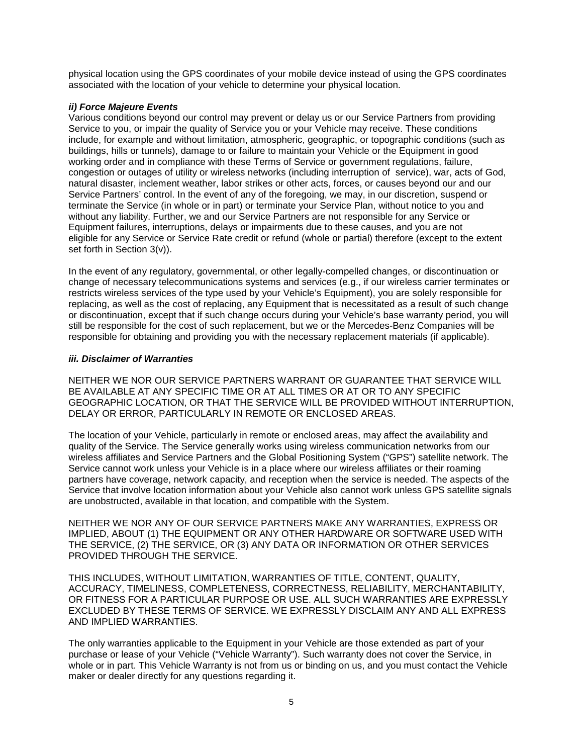physical location using the GPS coordinates of your mobile device instead of using the GPS coordinates associated with the location of your vehicle to determine your physical location.

***ii) Force Majeure Events***

Various conditions beyond our control may prevent or delay us or our Service Partners from providing Service to you, or impair the quality of Service you or your Vehicle may receive. These conditions include, for example and without limitation, atmospheric, geographic, or topographic conditions (such as buildings, hills or tunnels), damage to or failure to maintain your Vehicle or the Equipment in good working order and in compliance with these Terms of Service or government regulations, failure, congestion or outages of utility or wireless networks (including interruption of service), war, acts of God, natural disaster, inclement weather, labor strikes or other acts, forces, or causes beyond our and our Service Partners' control. In the event of any of the foregoing, we may, in our discretion, suspend or terminate the Service (in whole or in part) or terminate your Service Plan, without notice to you and without any liability. Further, we and our Service Partners are not responsible for any Service or Equipment failures, interruptions, delays or impairments due to these causes, and you are not eligible for any Service or Service Rate credit or refund (whole or partial) therefore (except to the extent set forth in Section 3(v)).

In the event of any regulatory, governmental, or other legally-compelled changes, or discontinuation or change of necessary telecommunications systems and services (e.g., if our wireless carrier terminates or restricts wireless services of the type used by your Vehicle's Equipment), you are solely responsible for replacing, as well as the cost of replacing, any Equipment that is necessitated as a result of such change or discontinuation, except that if such change occurs during your Vehicle's base warranty period, you will still be responsible for the cost of such replacement, but we or the Mercedes-Benz Companies will be responsible for obtaining and providing you with the necessary replacement materials (if applicable).

***iii. Disclaimer of Warranties***

NEITHER WE NOR OUR SERVICE PARTNERS WARRANT OR GUARANTEE THAT SERVICE WILL BE AVAILABLE AT ANY SPECIFIC TIME OR AT ALL TIMES OR AT OR TO ANY SPECIFIC GEOGRAPHIC LOCATION, OR THAT THE SERVICE WILL BE PROVIDED WITHOUT INTERRUPTION, DELAY OR ERROR, PARTICULARLY IN REMOTE OR ENCLOSED AREAS.

The location of your Vehicle, particularly in remote or enclosed areas, may affect the availability and quality of the Service. The Service generally works using wireless communication networks from our wireless affiliates and Service Partners and the Global Positioning System ("GPS") satellite network. The Service cannot work unless your Vehicle is in a place where our wireless affiliates or their roaming partners have coverage, network capacity, and reception when the service is needed. The aspects of the Service that involve location information about your Vehicle also cannot work unless GPS satellite signals are unobstructed, available in that location, and compatible with the System.

NEITHER WE NOR ANY OF OUR SERVICE PARTNERS MAKE ANY WARRANTIES, EXPRESS OR IMPLIED, ABOUT (1) THE EQUIPMENT OR ANY OTHER HARDWARE OR SOFTWARE USED WITH THE SERVICE, (2) THE SERVICE, OR (3) ANY DATA OR INFORMATION OR OTHER SERVICES PROVIDED THROUGH THE SERVICE.

THIS INCLUDES, WITHOUT LIMITATION, WARRANTIES OF TITLE, CONTENT, QUALITY, ACCURACY, TIMELINESS, COMPLETENESS, CORRECTNESS, RELIABILITY, MERCHANTABILITY, OR FITNESS FOR A PARTICULAR PURPOSE OR USE. ALL SUCH WARRANTIES ARE EXPRESSLY EXCLUDED BY THESE TERMS OF SERVICE. WE EXPRESSLY DISCLAIM ANY AND ALL EXPRESS AND IMPLIED WARRANTIES.

The only warranties applicable to the Equipment in your Vehicle are those extended as part of your purchase or lease of your Vehicle ("Vehicle Warranty"). Such warranty does not cover the Service, in whole or in part. This Vehicle Warranty is not from us or binding on us, and you must contact the Vehicle maker or dealer directly for any questions regarding it.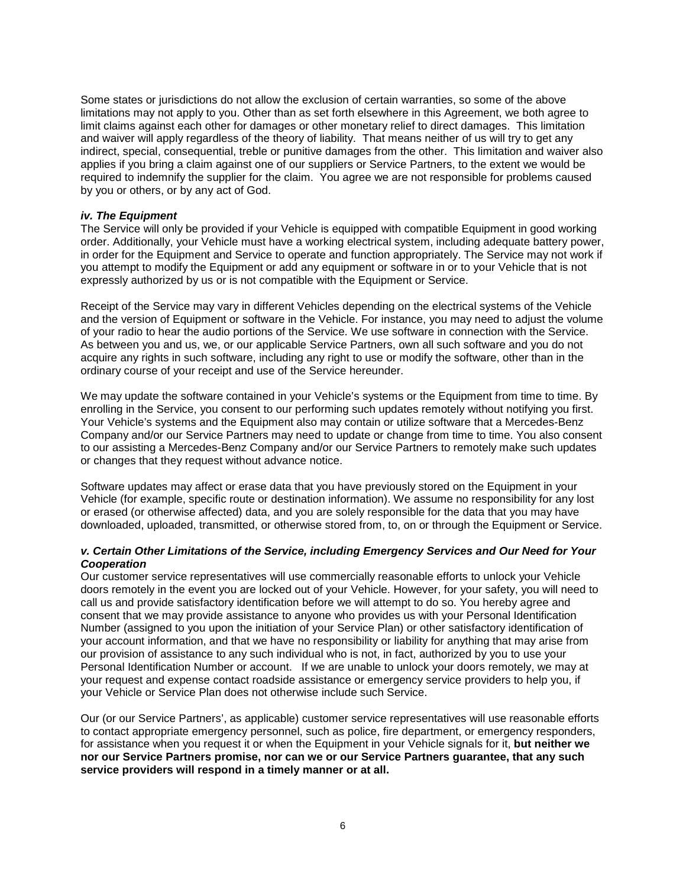Some states or jurisdictions do not allow the exclusion of certain warranties, so some of the above limitations may not apply to you. Other than as set forth elsewhere in this Agreement, we both agree to limit claims against each other for damages or other monetary relief to direct damages. This limitation and waiver will apply regardless of the theory of liability. That means neither of us will try to get any indirect, special, consequential, treble or punitive damages from the other. This limitation and waiver also applies if you bring a claim against one of our suppliers or Service Partners, to the extent we would be required to indemnify the supplier for the claim. You agree we are not responsible for problems caused by you or others, or by any act of God.

***iv. The Equipment***

The Service will only be provided if your Vehicle is equipped with compatible Equipment in good working order. Additionally, your Vehicle must have a working electrical system, including adequate battery power, in order for the Equipment and Service to operate and function appropriately. The Service may not work if you attempt to modify the Equipment or add any equipment or software in or to your Vehicle that is not expressly authorized by us or is not compatible with the Equipment or Service.

Receipt of the Service may vary in different Vehicles depending on the electrical systems of the Vehicle and the version of Equipment or software in the Vehicle. For instance, you may need to adjust the volume of your radio to hear the audio portions of the Service. We use software in connection with the Service. As between you and us, we, or our applicable Service Partners, own all such software and you do not acquire any rights in such software, including any right to use or modify the software, other than in the ordinary course of your receipt and use of the Service hereunder.

We may update the software contained in your Vehicle's systems or the Equipment from time to time. By enrolling in the Service, you consent to our performing such updates remotely without notifying you first. Your Vehicle's systems and the Equipment also may contain or utilize software that a Mercedes-Benz Company and/or our Service Partners may need to update or change from time to time. You also consent to our assisting a Mercedes-Benz Company and/or our Service Partners to remotely make such updates or changes that they request without advance notice.

Software updates may affect or erase data that you have previously stored on the Equipment in your Vehicle (for example, specific route or destination information). We assume no responsibility for any lost or erased (or otherwise affected) data, and you are solely responsible for the data that you may have downloaded, uploaded, transmitted, or otherwise stored from, to, on or through the Equipment or Service.

***v. Certain Other Limitations of the Service, including Emergency Services and Our Need for Your Cooperation***

Our customer service representatives will use commercially reasonable efforts to unlock your Vehicle doors remotely in the event you are locked out of your Vehicle. However, for your safety, you will need to call us and provide satisfactory identification before we will attempt to do so. You hereby agree and consent that we may provide assistance to anyone who provides us with your Personal Identification Number (assigned to you upon the initiation of your Service Plan) or other satisfactory identification of your account information, and that we have no responsibility or liability for anything that may arise from our provision of assistance to any such individual who is not, in fact, authorized by you to use your Personal Identification Number or account. If we are unable to unlock your doors remotely, we may at your request and expense contact roadside assistance or emergency service providers to help you, if your Vehicle or Service Plan does not otherwise include such Service.

Our (or our Service Partners', as applicable) customer service representatives will use reasonable efforts to contact appropriate emergency personnel, such as police, fire department, or emergency responders, for assistance when you request it or when the Equipment in your Vehicle signals for it, **but neither we nor our Service Partners promise, nor can we or our Service Partners guarantee, that any such service providers will respond in a timely manner or at all.**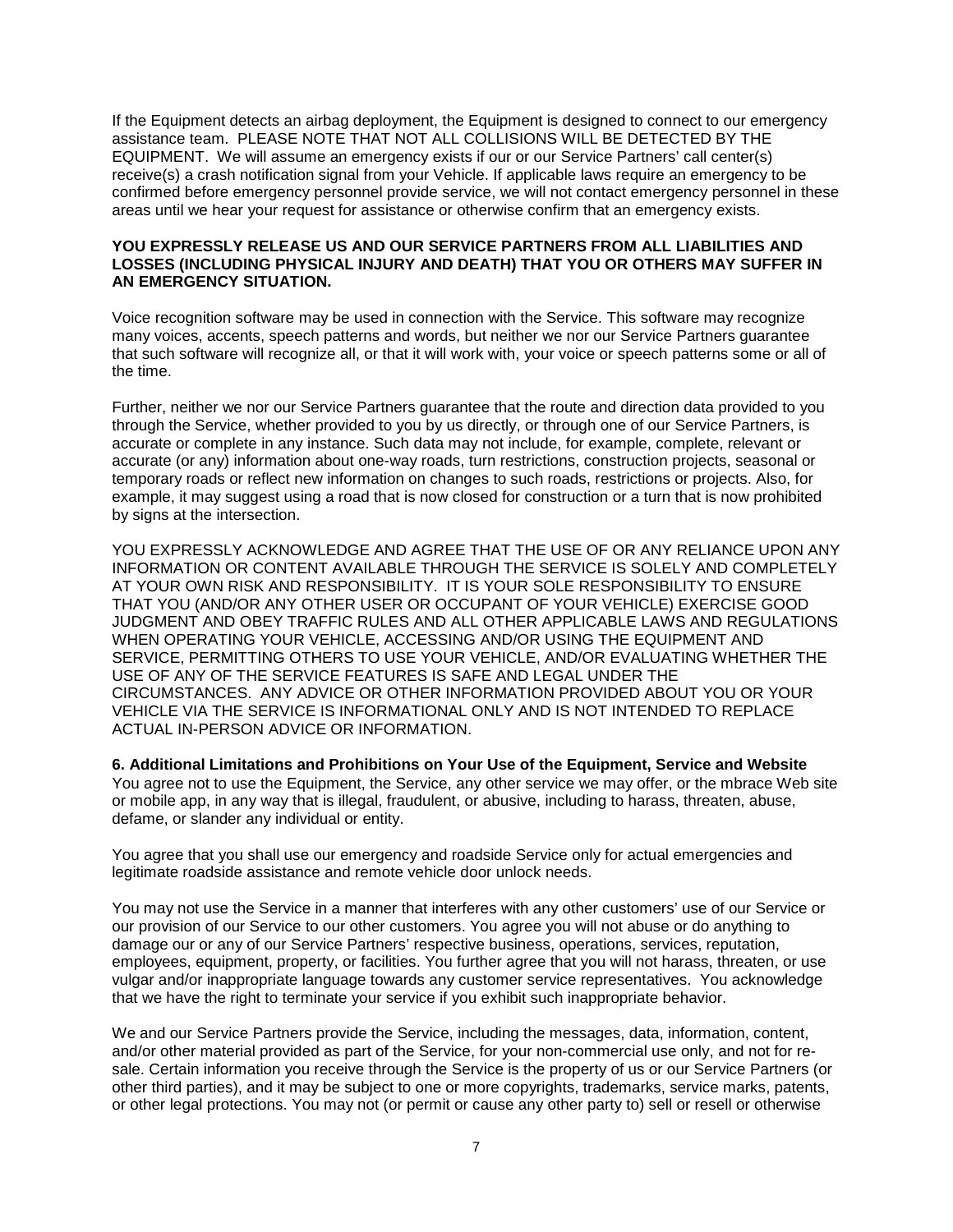If the Equipment detects an airbag deployment, the Equipment is designed to connect to our emergency assistance team. PLEASE NOTE THAT NOT ALL COLLISIONS WILL BE DETECTED BY THE EQUIPMENT. We will assume an emergency exists if our or our Service Partners' call center(s) receive(s) a crash notification signal from your Vehicle. If applicable laws require an emergency to be confirmed before emergency personnel provide service, we will not contact emergency personnel in these areas until we hear your request for assistance or otherwise confirm that an emergency exists.

**YOU EXPRESSLY RELEASE US AND OUR SERVICE PARTNERS FROM ALL LIABILITIES AND LOSSES (INCLUDING PHYSICAL INJURY AND DEATH) THAT YOU OR OTHERS MAY SUFFER IN AN EMERGENCY SITUATION.**

Voice recognition software may be used in connection with the Service. This software may recognize many voices, accents, speech patterns and words, but neither we nor our Service Partners guarantee that such software will recognize all, or that it will work with, your voice or speech patterns some or all of the time.

Further, neither we nor our Service Partners guarantee that the route and direction data provided to you through the Service, whether provided to you by us directly, or through one of our Service Partners, is accurate or complete in any instance. Such data may not include, for example, complete, relevant or accurate (or any) information about one-way roads, turn restrictions, construction projects, seasonal or temporary roads or reflect new information on changes to such roads, restrictions or projects. Also, for example, it may suggest using a road that is now closed for construction or a turn that is now prohibited by signs at the intersection.

YOU EXPRESSLY ACKNOWLEDGE AND AGREE THAT THE USE OF OR ANY RELIANCE UPON ANY INFORMATION OR CONTENT AVAILABLE THROUGH THE SERVICE IS SOLELY AND COMPLETELY AT YOUR OWN RISK AND RESPONSIBILITY. IT IS YOUR SOLE RESPONSIBILITY TO ENSURE THAT YOU (AND/OR ANY OTHER USER OR OCCUPANT OF YOUR VEHICLE) EXERCISE GOOD JUDGMENT AND OBEY TRAFFIC RULES AND ALL OTHER APPLICABLE LAWS AND REGULATIONS WHEN OPERATING YOUR VEHICLE, ACCESSING AND/OR USING THE EQUIPMENT AND SERVICE, PERMITTING OTHERS TO USE YOUR VEHICLE, AND/OR EVALUATING WHETHER THE USE OF ANY OF THE SERVICE FEATURES IS SAFE AND LEGAL UNDER THE CIRCUMSTANCES. ANY ADVICE OR OTHER INFORMATION PROVIDED ABOUT YOU OR YOUR VEHICLE VIA THE SERVICE IS INFORMATIONAL ONLY AND IS NOT INTENDED TO REPLACE ACTUAL IN-PERSON ADVICE OR INFORMATION.

**6. Additional Limitations and Prohibitions on Your Use of the Equipment, Service and Website**

You agree not to use the Equipment, the Service, any other service we may offer, or the mbrace Web site or mobile app, in any way that is illegal, fraudulent, or abusive, including to harass, threaten, abuse, defame, or slander any individual or entity.

You agree that you shall use our emergency and roadside Service only for actual emergencies and legitimate roadside assistance and remote vehicle door unlock needs.

You may not use the Service in a manner that interferes with any other customers' use of our Service or our provision of our Service to our other customers. You agree you will not abuse or do anything to damage our or any of our Service Partners' respective business, operations, services, reputation, employees, equipment, property, or facilities. You further agree that you will not harass, threaten, or use vulgar and/or inappropriate language towards any customer service representatives. You acknowledge that we have the right to terminate your service if you exhibit such inappropriate behavior.

We and our Service Partners provide the Service, including the messages, data, information, content, and/or other material provided as part of the Service, for your non-commercial use only, and not for re-sale. Certain information you receive through the Service is the property of us or our Service Partners (or other third parties), and it may be subject to one or more copyrights, trademarks, service marks, patents, or other legal protections. You may not (or permit or cause any other party to) sell or resell or otherwise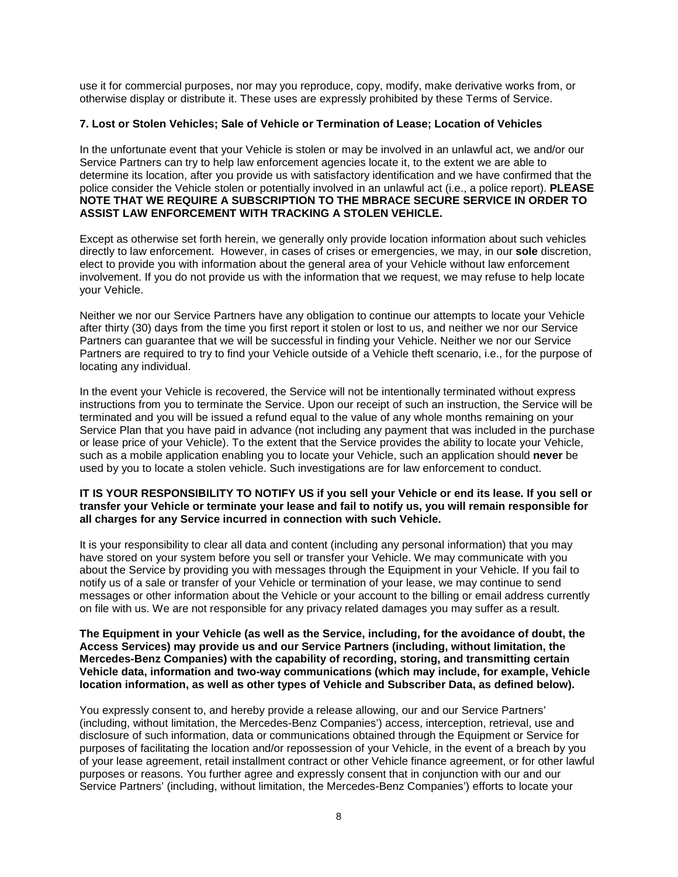use it for commercial purposes, nor may you reproduce, copy, modify, make derivative works from, or otherwise display or distribute it. These uses are expressly prohibited by these Terms of Service.

**7. Lost or Stolen Vehicles; Sale of Vehicle or Termination of Lease; Location of Vehicles**

In the unfortunate event that your Vehicle is stolen or may be involved in an unlawful act, we and/or our Service Partners can try to help law enforcement agencies locate it, to the extent we are able to determine its location, after you provide us with satisfactory identification and we have confirmed that the police consider the Vehicle stolen or potentially involved in an unlawful act (i.e., a police report). **PLEASE NOTE THAT WE REQUIRE A SUBSCRIPTION TO THE MBRACE SECURE SERVICE IN ORDER TO ASSIST LAW ENFORCEMENT WITH TRACKING A STOLEN VEHICLE.**

Except as otherwise set forth herein, we generally only provide location information about such vehicles directly to law enforcement. However, in cases of crises or emergencies, we may, in our **sole** discretion, elect to provide you with information about the general area of your Vehicle without law enforcement involvement. If you do not provide us with the information that we request, we may refuse to help locate your Vehicle.

Neither we nor our Service Partners have any obligation to continue our attempts to locate your Vehicle after thirty (30) days from the time you first report it stolen or lost to us, and neither we nor our Service Partners can guarantee that we will be successful in finding your Vehicle. Neither we nor our Service Partners are required to try to find your Vehicle outside of a Vehicle theft scenario, i.e., for the purpose of locating any individual.

In the event your Vehicle is recovered, the Service will not be intentionally terminated without express instructions from you to terminate the Service. Upon our receipt of such an instruction, the Service will be terminated and you will be issued a refund equal to the value of any whole months remaining on your Service Plan that you have paid in advance (not including any payment that was included in the purchase or lease price of your Vehicle). To the extent that the Service provides the ability to locate your Vehicle, such as a mobile application enabling you to locate your Vehicle, such an application should **never** be used by you to locate a stolen vehicle. Such investigations are for law enforcement to conduct.

**IT IS YOUR RESPONSIBILITY TO NOTIFY US if you sell your Vehicle or end its lease. If you sell or transfer your Vehicle or terminate your lease and fail to notify us, you will remain responsible for all charges for any Service incurred in connection with such Vehicle.**

It is your responsibility to clear all data and content (including any personal information) that you may have stored on your system before you sell or transfer your Vehicle. We may communicate with you about the Service by providing you with messages through the Equipment in your Vehicle. If you fail to notify us of a sale or transfer of your Vehicle or termination of your lease, we may continue to send messages or other information about the Vehicle or your account to the billing or email address currently on file with us. We are not responsible for any privacy related damages you may suffer as a result.

**The Equipment in your Vehicle (as well as the Service, including, for the avoidance of doubt, the Access Services) may provide us and our Service Partners (including, without limitation, the Mercedes-Benz Companies) with the capability of recording, storing, and transmitting certain Vehicle data, information and two-way communications (which may include, for example, Vehicle location information, as well as other types of Vehicle and Subscriber Data, as defined below).**

You expressly consent to, and hereby provide a release allowing, our and our Service Partners' (including, without limitation, the Mercedes-Benz Companies') access, interception, retrieval, use and disclosure of such information, data or communications obtained through the Equipment or Service for purposes of facilitating the location and/or repossession of your Vehicle, in the event of a breach by you of your lease agreement, retail installment contract or other Vehicle finance agreement, or for other lawful purposes or reasons. You further agree and expressly consent that in conjunction with our and our Service Partners' (including, without limitation, the Mercedes-Benz Companies') efforts to locate your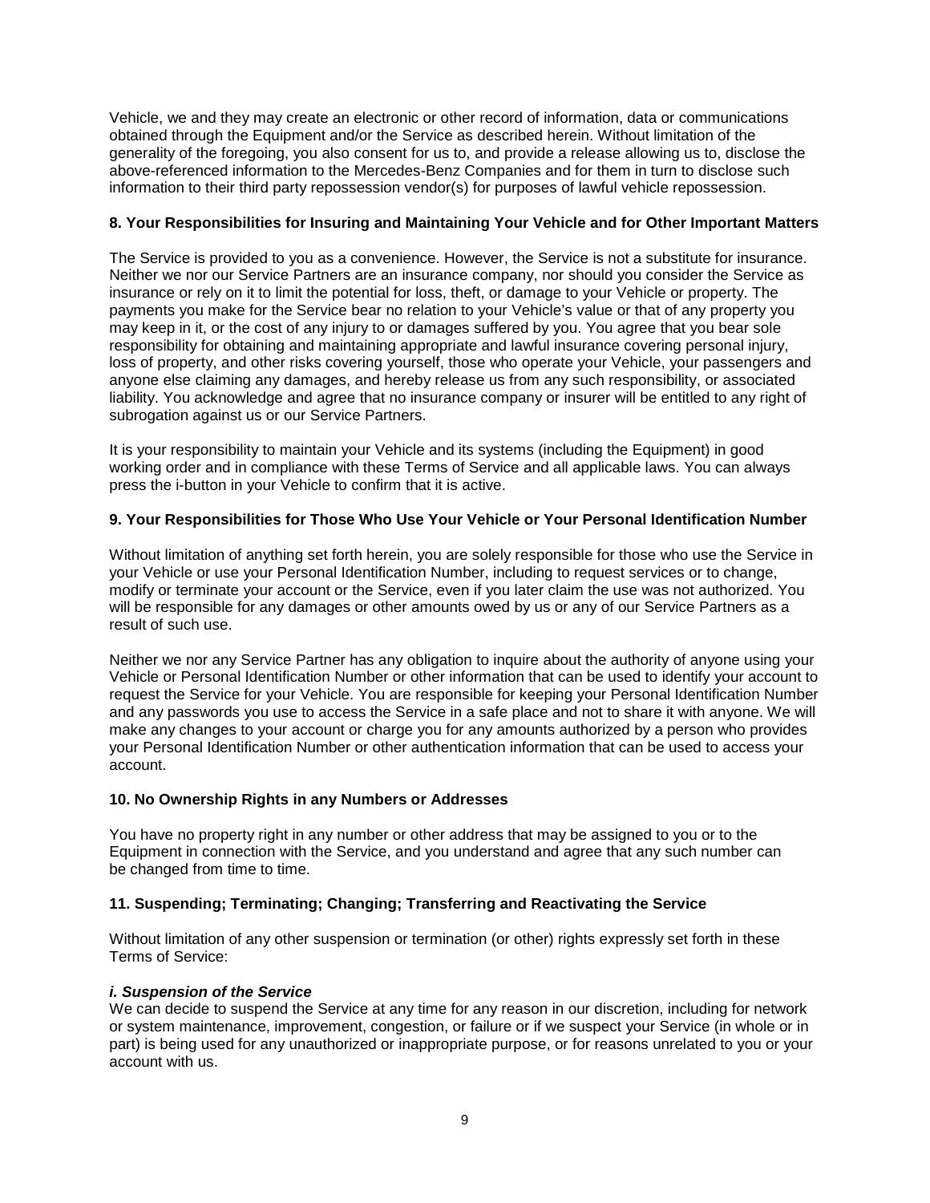Vehicle, we and they may create an electronic or other record of information, data or communications obtained through the Equipment and/or the Service as described herein. Without limitation of the generality of the foregoing, you also consent for us to, and provide a release allowing us to, disclose the above-referenced information to the Mercedes-Benz Companies and for them in turn to disclose such information to their third party repossession vendor(s) for purposes of lawful vehicle repossession.

**8. Your Responsibilities for Insuring and Maintaining Your Vehicle and for Other Important Matters**

The Service is provided to you as a convenience. However, the Service is not a substitute for insurance. Neither we nor our Service Partners are an insurance company, nor should you consider the Service as insurance or rely on it to limit the potential for loss, theft, or damage to your Vehicle or property. The payments you make for the Service bear no relation to your Vehicle's value or that of any property you may keep in it, or the cost of any injury to or damages suffered by you. You agree that you bear sole responsibility for obtaining and maintaining appropriate and lawful insurance covering personal injury, loss of property, and other risks covering yourself, those who operate your Vehicle, your passengers and anyone else claiming any damages, and hereby release us from any such responsibility, or associated liability. You acknowledge and agree that no insurance company or insurer will be entitled to any right of subrogation against us or our Service Partners.

It is your responsibility to maintain your Vehicle and its systems (including the Equipment) in good working order and in compliance with these Terms of Service and all applicable laws. You can always press the i-button in your Vehicle to confirm that it is active.

**9. Your Responsibilities for Those Who Use Your Vehicle or Your Personal Identification Number**

Without limitation of anything set forth herein, you are solely responsible for those who use the Service in your Vehicle or use your Personal Identification Number, including to request services or to change, modify or terminate your account or the Service, even if you later claim the use was not authorized. You will be responsible for any damages or other amounts owed by us or any of our Service Partners as a result of such use.

Neither we nor any Service Partner has any obligation to inquire about the authority of anyone using your Vehicle or Personal Identification Number or other information that can be used to identify your account to request the Service for your Vehicle. You are responsible for keeping your Personal Identification Number and any passwords you use to access the Service in a safe place and not to share it with anyone. We will make any changes to your account or charge you for any amounts authorized by a person who provides your Personal Identification Number or other authentication information that can be used to access your account.

**10. No Ownership Rights in any Numbers or Addresses**

You have no property right in any number or other address that may be assigned to you or to the Equipment in connection with the Service, and you understand and agree that any such number can be changed from time to time.

**11. Suspending; Terminating; Changing; Transferring and Reactivating the Service**

Without limitation of any other suspension or termination (or other) rights expressly set forth in these Terms of Service:

***i. Suspension of the Service***
We can decide to suspend the Service at any time for any reason in our discretion, including for network or system maintenance, improvement, congestion, or failure or if we suspect your Service (in whole or in part) is being used for any unauthorized or inappropriate purpose, or for reasons unrelated to you or your account with us.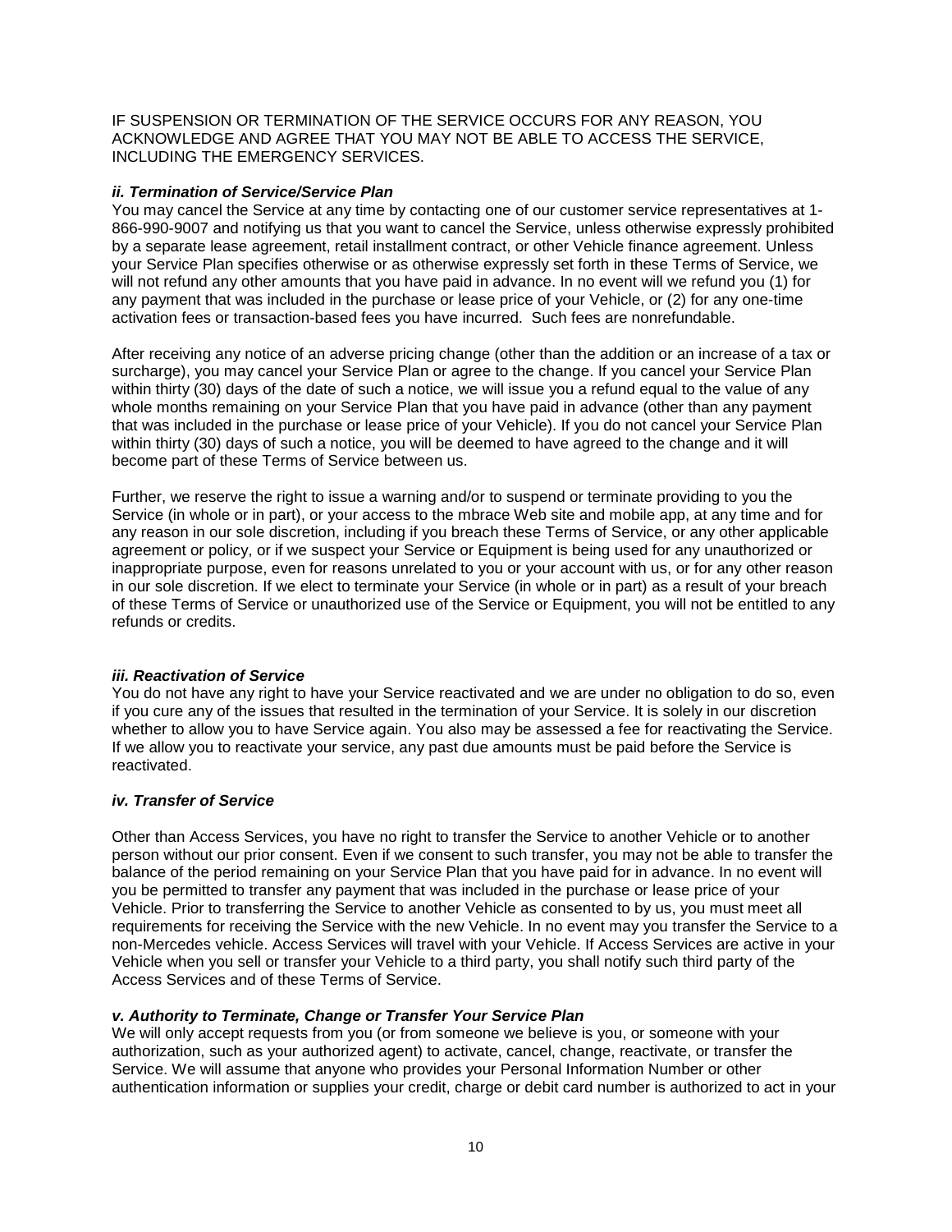IF SUSPENSION OR TERMINATION OF THE SERVICE OCCURS FOR ANY REASON, YOU ACKNOWLEDGE AND AGREE THAT YOU MAY NOT BE ABLE TO ACCESS THE SERVICE, INCLUDING THE EMERGENCY SERVICES.

***ii. Termination of Service/Service Plan***

You may cancel the Service at any time by contacting one of our customer service representatives at 1-866-990-9007 and notifying us that you want to cancel the Service, unless otherwise expressly prohibited by a separate lease agreement, retail installment contract, or other Vehicle finance agreement. Unless your Service Plan specifies otherwise or as otherwise expressly set forth in these Terms of Service, we will not refund any other amounts that you have paid in advance. In no event will we refund you (1) for any payment that was included in the purchase or lease price of your Vehicle, or (2) for any one-time activation fees or transaction-based fees you have incurred. Such fees are nonrefundable.

After receiving any notice of an adverse pricing change (other than the addition or an increase of a tax or surcharge), you may cancel your Service Plan or agree to the change. If you cancel your Service Plan within thirty (30) days of the date of such a notice, we will issue you a refund equal to the value of any whole months remaining on your Service Plan that you have paid in advance (other than any payment that was included in the purchase or lease price of your Vehicle). If you do not cancel your Service Plan within thirty (30) days of such a notice, you will be deemed to have agreed to the change and it will become part of these Terms of Service between us.

Further, we reserve the right to issue a warning and/or to suspend or terminate providing to you the Service (in whole or in part), or your access to the mbrace Web site and mobile app, at any time and for any reason in our sole discretion, including if you breach these Terms of Service, or any other applicable agreement or policy, or if we suspect your Service or Equipment is being used for any unauthorized or inappropriate purpose, even for reasons unrelated to you or your account with us, or for any other reason in our sole discretion. If we elect to terminate your Service (in whole or in part) as a result of your breach of these Terms of Service or unauthorized use of the Service or Equipment, you will not be entitled to any refunds or credits.

***iii. Reactivation of Service***

You do not have any right to have your Service reactivated and we are under no obligation to do so, even if you cure any of the issues that resulted in the termination of your Service. It is solely in our discretion whether to allow you to have Service again. You also may be assessed a fee for reactivating the Service. If we allow you to reactivate your service, any past due amounts must be paid before the Service is reactivated.

***iv. Transfer of Service***

Other than Access Services, you have no right to transfer the Service to another Vehicle or to another person without our prior consent. Even if we consent to such transfer, you may not be able to transfer the balance of the period remaining on your Service Plan that you have paid for in advance. In no event will you be permitted to transfer any payment that was included in the purchase or lease price of your Vehicle. Prior to transferring the Service to another Vehicle as consented to by us, you must meet all requirements for receiving the Service with the new Vehicle. In no event may you transfer the Service to a non-Mercedes vehicle. Access Services will travel with your Vehicle. If Access Services are active in your Vehicle when you sell or transfer your Vehicle to a third party, you shall notify such third party of the Access Services and of these Terms of Service.

***v. Authority to Terminate, Change or Transfer Your Service Plan***

We will only accept requests from you (or from someone we believe is you, or someone with your authorization, such as your authorized agent) to activate, cancel, change, reactivate, or transfer the Service. We will assume that anyone who provides your Personal Information Number or other authentication information or supplies your credit, charge or debit card number is authorized to act in your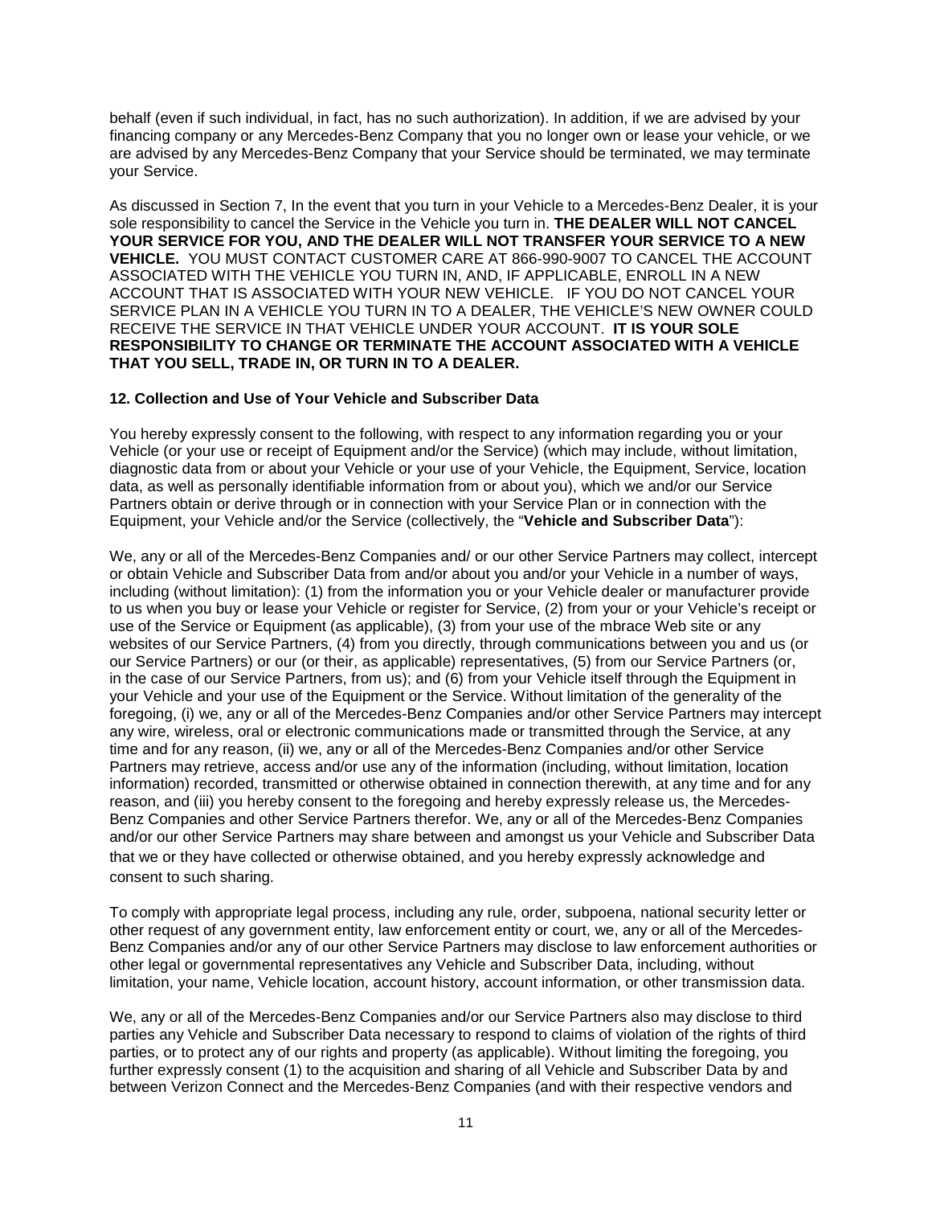behalf (even if such individual, in fact, has no such authorization). In addition, if we are advised by your financing company or any Mercedes-Benz Company that you no longer own or lease your vehicle, or we are advised by any Mercedes-Benz Company that your Service should be terminated, we may terminate your Service.

As discussed in Section 7, In the event that you turn in your Vehicle to a Mercedes-Benz Dealer, it is your sole responsibility to cancel the Service in the Vehicle you turn in. **THE DEALER WILL NOT CANCEL YOUR SERVICE FOR YOU, AND THE DEALER WILL NOT TRANSFER YOUR SERVICE TO A NEW VEHICLE.** YOU MUST CONTACT CUSTOMER CARE AT 866-990-9007 TO CANCEL THE ACCOUNT ASSOCIATED WITH THE VEHICLE YOU TURN IN, AND, IF APPLICABLE, ENROLL IN A NEW ACCOUNT THAT IS ASSOCIATED WITH YOUR NEW VEHICLE. IF YOU DO NOT CANCEL YOUR SERVICE PLAN IN A VEHICLE YOU TURN IN TO A DEALER, THE VEHICLE'S NEW OWNER COULD RECEIVE THE SERVICE IN THAT VEHICLE UNDER YOUR ACCOUNT. **IT IS YOUR SOLE RESPONSIBILITY TO CHANGE OR TERMINATE THE ACCOUNT ASSOCIATED WITH A VEHICLE THAT YOU SELL, TRADE IN, OR TURN IN TO A DEALER.**

**12. Collection and Use of Your Vehicle and Subscriber Data**

You hereby expressly consent to the following, with respect to any information regarding you or your Vehicle (or your use or receipt of Equipment and/or the Service) (which may include, without limitation, diagnostic data from or about your Vehicle or your use of your Vehicle, the Equipment, Service, location data, as well as personally identifiable information from or about you), which we and/or our Service Partners obtain or derive through or in connection with your Service Plan or in connection with the Equipment, your Vehicle and/or the Service (collectively, the "**Vehicle and Subscriber Data**"):

We, any or all of the Mercedes-Benz Companies and/ or our other Service Partners may collect, intercept or obtain Vehicle and Subscriber Data from and/or about you and/or your Vehicle in a number of ways, including (without limitation): (1) from the information you or your Vehicle dealer or manufacturer provide to us when you buy or lease your Vehicle or register for Service, (2) from your or your Vehicle's receipt or use of the Service or Equipment (as applicable), (3) from your use of the mbrace Web site or any websites of our Service Partners, (4) from you directly, through communications between you and us (or our Service Partners) or our (or their, as applicable) representatives, (5) from our Service Partners (or, in the case of our Service Partners, from us); and (6) from your Vehicle itself through the Equipment in your Vehicle and your use of the Equipment or the Service. Without limitation of the generality of the foregoing, (i) we, any or all of the Mercedes-Benz Companies and/or other Service Partners may intercept any wire, wireless, oral or electronic communications made or transmitted through the Service, at any time and for any reason, (ii) we, any or all of the Mercedes-Benz Companies and/or other Service Partners may retrieve, access and/or use any of the information (including, without limitation, location information) recorded, transmitted or otherwise obtained in connection therewith, at any time and for any reason, and (iii) you hereby consent to the foregoing and hereby expressly release us, the Mercedes-Benz Companies and other Service Partners therefor. We, any or all of the Mercedes-Benz Companies and/or our other Service Partners may share between and amongst us your Vehicle and Subscriber Data that we or they have collected or otherwise obtained, and you hereby expressly acknowledge and consent to such sharing.

To comply with appropriate legal process, including any rule, order, subpoena, national security letter or other request of any government entity, law enforcement entity or court, we, any or all of the Mercedes-Benz Companies and/or any of our other Service Partners may disclose to law enforcement authorities or other legal or governmental representatives any Vehicle and Subscriber Data, including, without limitation, your name, Vehicle location, account history, account information, or other transmission data.

We, any or all of the Mercedes-Benz Companies and/or our Service Partners also may disclose to third parties any Vehicle and Subscriber Data necessary to respond to claims of violation of the rights of third parties, or to protect any of our rights and property (as applicable). Without limiting the foregoing, you further expressly consent (1) to the acquisition and sharing of all Vehicle and Subscriber Data by and between Verizon Connect and the Mercedes-Benz Companies (and with their respective vendors and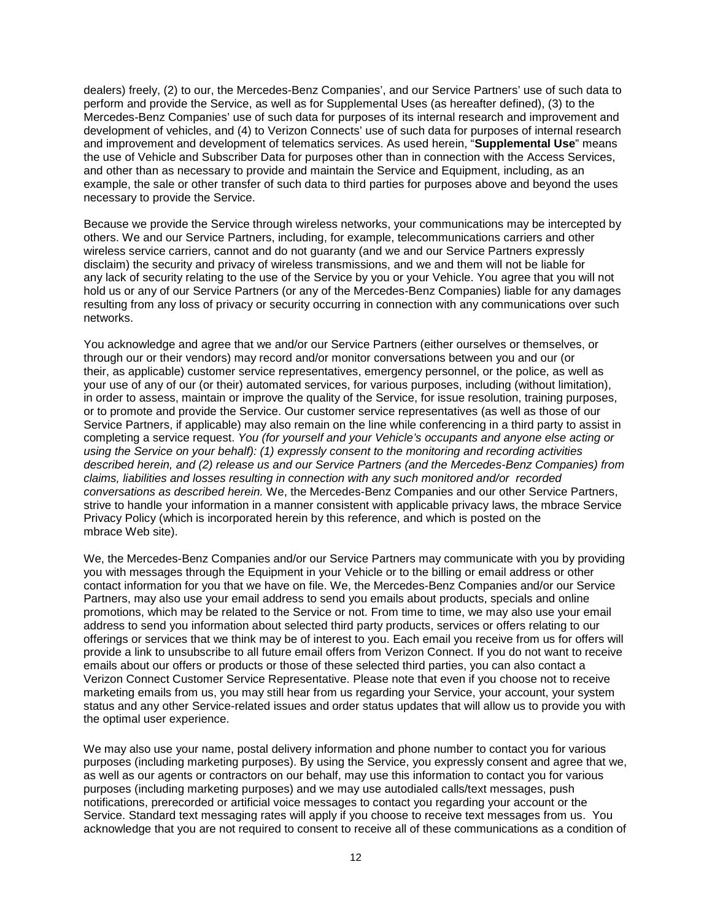dealers) freely, (2) to our, the Mercedes-Benz Companies', and our Service Partners' use of such data to perform and provide the Service, as well as for Supplemental Uses (as hereafter defined), (3) to the Mercedes-Benz Companies' use of such data for purposes of its internal research and improvement and development of vehicles, and (4) to Verizon Connects' use of such data for purposes of internal research and improvement and development of telematics services. As used herein, "**Supplemental Use**" means the use of Vehicle and Subscriber Data for purposes other than in connection with the Access Services, and other than as necessary to provide and maintain the Service and Equipment, including, as an example, the sale or other transfer of such data to third parties for purposes above and beyond the uses necessary to provide the Service.

Because we provide the Service through wireless networks, your communications may be intercepted by others. We and our Service Partners, including, for example, telecommunications carriers and other wireless service carriers, cannot and do not guaranty (and we and our Service Partners expressly disclaim) the security and privacy of wireless transmissions, and we and them will not be liable for any lack of security relating to the use of the Service by you or your Vehicle. You agree that you will not hold us or any of our Service Partners (or any of the Mercedes-Benz Companies) liable for any damages resulting from any loss of privacy or security occurring in connection with any communications over such networks.

You acknowledge and agree that we and/or our Service Partners (either ourselves or themselves, or through our or their vendors) may record and/or monitor conversations between you and our (or their, as applicable) customer service representatives, emergency personnel, or the police, as well as your use of any of our (or their) automated services, for various purposes, including (without limitation), in order to assess, maintain or improve the quality of the Service, for issue resolution, training purposes, or to promote and provide the Service. Our customer service representatives (as well as those of our Service Partners, if applicable) may also remain on the line while conferencing in a third party to assist in completing a service request. *You (for yourself and your Vehicle's occupants and anyone else acting or using the Service on your behalf): (1) expressly consent to the monitoring and recording activities described herein, and (2) release us and our Service Partners (and the Mercedes-Benz Companies) from claims, liabilities and losses resulting in connection with any such monitored and/or recorded conversations as described herein.* We, the Mercedes-Benz Companies and our other Service Partners, strive to handle your information in a manner consistent with applicable privacy laws, the mbrace Service Privacy Policy (which is incorporated herein by this reference, and which is posted on the mbrace Web site).

We, the Mercedes-Benz Companies and/or our Service Partners may communicate with you by providing you with messages through the Equipment in your Vehicle or to the billing or email address or other contact information for you that we have on file. We, the Mercedes-Benz Companies and/or our Service Partners, may also use your email address to send you emails about products, specials and online promotions, which may be related to the Service or not. From time to time, we may also use your email address to send you information about selected third party products, services or offers relating to our offerings or services that we think may be of interest to you. Each email you receive from us for offers will provide a link to unsubscribe to all future email offers from Verizon Connect. If you do not want to receive emails about our offers or products or those of these selected third parties, you can also contact a Verizon Connect Customer Service Representative. Please note that even if you choose not to receive marketing emails from us, you may still hear from us regarding your Service, your account, your system status and any other Service-related issues and order status updates that will allow us to provide you with the optimal user experience.

We may also use your name, postal delivery information and phone number to contact you for various purposes (including marketing purposes). By using the Service, you expressly consent and agree that we, as well as our agents or contractors on our behalf, may use this information to contact you for various purposes (including marketing purposes) and we may use autodialed calls/text messages, push notifications, prerecorded or artificial voice messages to contact you regarding your account or the Service. Standard text messaging rates will apply if you choose to receive text messages from us. You acknowledge that you are not required to consent to receive all of these communications as a condition of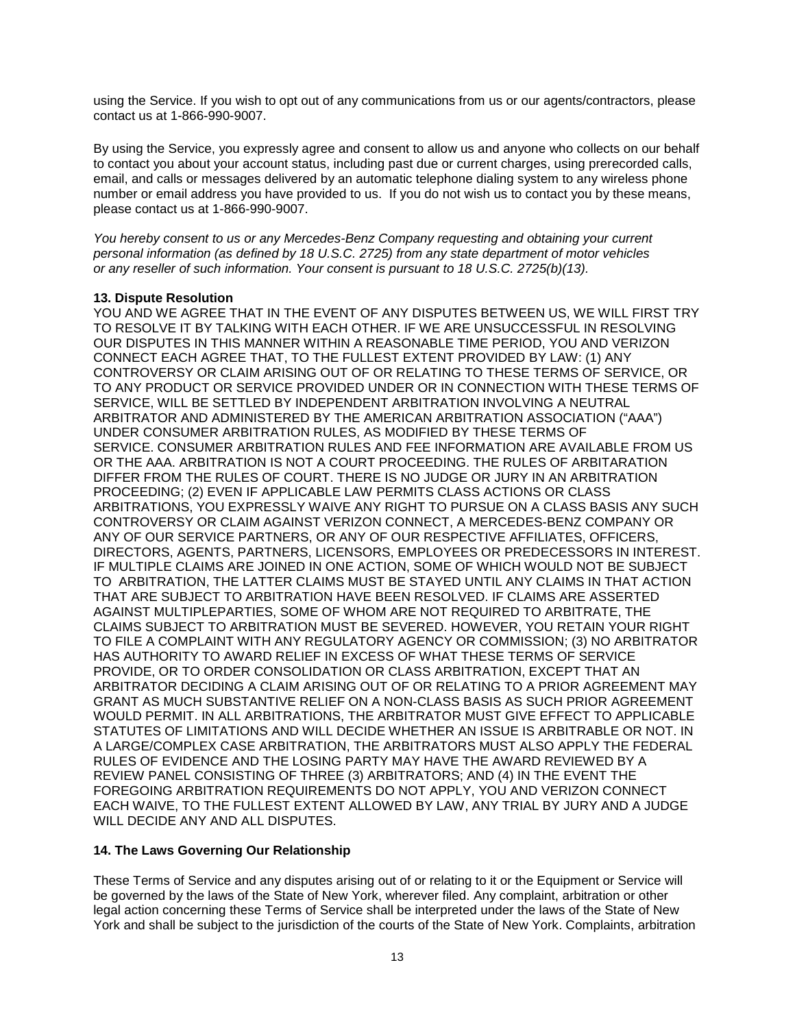using the Service. If you wish to opt out of any communications from us or our agents/contractors, please contact us at 1-866-990-9007.

By using the Service, you expressly agree and consent to allow us and anyone who collects on our behalf to contact you about your account status, including past due or current charges, using prerecorded calls, email, and calls or messages delivered by an automatic telephone dialing system to any wireless phone number or email address you have provided to us. If you do not wish us to contact you by these means, please contact us at 1-866-990-9007.

*You hereby consent to us or any Mercedes-Benz Company requesting and obtaining your current personal information (as defined by 18 U.S.C. 2725) from any state department of motor vehicles or any reseller of such information. Your consent is pursuant to 18 U.S.C. 2725(b)(13).*

**13. Dispute Resolution**

YOU AND WE AGREE THAT IN THE EVENT OF ANY DISPUTES BETWEEN US, WE WILL FIRST TRY TO RESOLVE IT BY TALKING WITH EACH OTHER. IF WE ARE UNSUCCESSFUL IN RESOLVING OUR DISPUTES IN THIS MANNER WITHIN A REASONABLE TIME PERIOD, YOU AND VERIZON CONNECT EACH AGREE THAT, TO THE FULLEST EXTENT PROVIDED BY LAW: (1) ANY CONTROVERSY OR CLAIM ARISING OUT OF OR RELATING TO THESE TERMS OF SERVICE, OR TO ANY PRODUCT OR SERVICE PROVIDED UNDER OR IN CONNECTION WITH THESE TERMS OF SERVICE, WILL BE SETTLED BY INDEPENDENT ARBITRATION INVOLVING A NEUTRAL ARBITRATOR AND ADMINISTERED BY THE AMERICAN ARBITRATION ASSOCIATION ("AAA") UNDER CONSUMER ARBITRATION RULES, AS MODIFIED BY THESE TERMS OF SERVICE. CONSUMER ARBITRATION RULES AND FEE INFORMATION ARE AVAILABLE FROM US OR THE AAA. ARBITRATION IS NOT A COURT PROCEEDING. THE RULES OF ARBITARATION DIFFER FROM THE RULES OF COURT. THERE IS NO JUDGE OR JURY IN AN ARBITRATION PROCEEDING; (2) EVEN IF APPLICABLE LAW PERMITS CLASS ACTIONS OR CLASS ARBITRATIONS, YOU EXPRESSLY WAIVE ANY RIGHT TO PURSUE ON A CLASS BASIS ANY SUCH CONTROVERSY OR CLAIM AGAINST VERIZON CONNECT, A MERCEDES-BENZ COMPANY OR ANY OF OUR SERVICE PARTNERS, OR ANY OF OUR RESPECTIVE AFFILIATES, OFFICERS, DIRECTORS, AGENTS, PARTNERS, LICENSORS, EMPLOYEES OR PREDECESSORS IN INTEREST. IF MULTIPLE CLAIMS ARE JOINED IN ONE ACTION, SOME OF WHICH WOULD NOT BE SUBJECT TO ARBITRATION, THE LATTER CLAIMS MUST BE STAYED UNTIL ANY CLAIMS IN THAT ACTION THAT ARE SUBJECT TO ARBITRATION HAVE BEEN RESOLVED. IF CLAIMS ARE ASSERTED AGAINST MULTIPLEPARTIES, SOME OF WHOM ARE NOT REQUIRED TO ARBITRATE, THE CLAIMS SUBJECT TO ARBITRATION MUST BE SEVERED. HOWEVER, YOU RETAIN YOUR RIGHT TO FILE A COMPLAINT WITH ANY REGULATORY AGENCY OR COMMISSION; (3) NO ARBITRATOR HAS AUTHORITY TO AWARD RELIEF IN EXCESS OF WHAT THESE TERMS OF SERVICE PROVIDE, OR TO ORDER CONSOLIDATION OR CLASS ARBITRATION, EXCEPT THAT AN ARBITRATOR DECIDING A CLAIM ARISING OUT OF OR RELATING TO A PRIOR AGREEMENT MAY GRANT AS MUCH SUBSTANTIVE RELIEF ON A NON-CLASS BASIS AS SUCH PRIOR AGREEMENT WOULD PERMIT. IN ALL ARBITRATIONS, THE ARBITRATOR MUST GIVE EFFECT TO APPLICABLE STATUTES OF LIMITATIONS AND WILL DECIDE WHETHER AN ISSUE IS ARBITRABLE OR NOT. IN A LARGE/COMPLEX CASE ARBITRATION, THE ARBITRATORS MUST ALSO APPLY THE FEDERAL RULES OF EVIDENCE AND THE LOSING PARTY MAY HAVE THE AWARD REVIEWED BY A REVIEW PANEL CONSISTING OF THREE (3) ARBITRATORS; AND (4) IN THE EVENT THE FOREGOING ARBITRATION REQUIREMENTS DO NOT APPLY, YOU AND VERIZON CONNECT EACH WAIVE, TO THE FULLEST EXTENT ALLOWED BY LAW, ANY TRIAL BY JURY AND A JUDGE WILL DECIDE ANY AND ALL DISPUTES.

**14. The Laws Governing Our Relationship**

These Terms of Service and any disputes arising out of or relating to it or the Equipment or Service will be governed by the laws of the State of New York, wherever filed. Any complaint, arbitration or other legal action concerning these Terms of Service shall be interpreted under the laws of the State of New York and shall be subject to the jurisdiction of the courts of the State of New York. Complaints, arbitration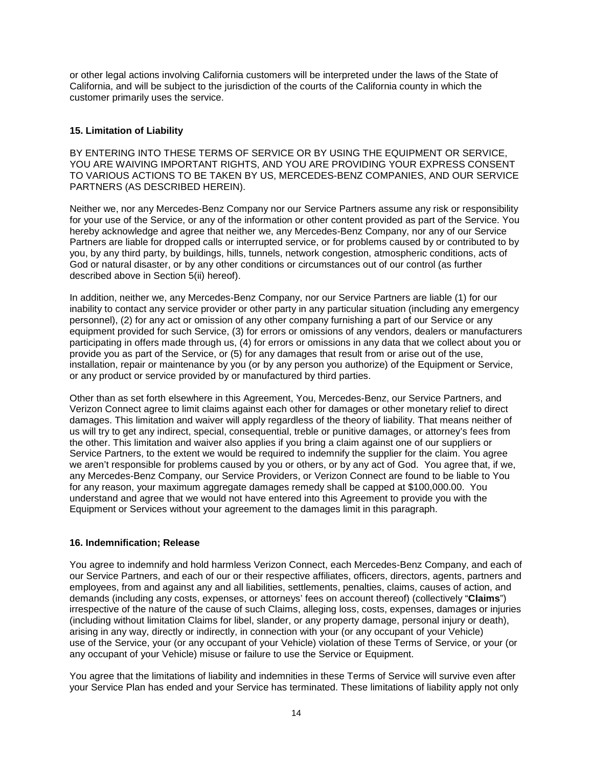or other legal actions involving California customers will be interpreted under the laws of the State of California, and will be subject to the jurisdiction of the courts of the California county in which the customer primarily uses the service.

### 15. Limitation of Liability

BY ENTERING INTO THESE TERMS OF SERVICE OR BY USING THE EQUIPMENT OR SERVICE, YOU ARE WAIVING IMPORTANT RIGHTS, AND YOU ARE PROVIDING YOUR EXPRESS CONSENT TO VARIOUS ACTIONS TO BE TAKEN BY US, MERCEDES-BENZ COMPANIES, AND OUR SERVICE PARTNERS (AS DESCRIBED HEREIN).

Neither we, nor any Mercedes-Benz Company nor our Service Partners assume any risk or responsibility for your use of the Service, or any of the information or other content provided as part of the Service. You hereby acknowledge and agree that neither we, any Mercedes-Benz Company, nor any of our Service Partners are liable for dropped calls or interrupted service, or for problems caused by or contributed to by you, by any third party, by buildings, hills, tunnels, network congestion, atmospheric conditions, acts of God or natural disaster, or by any other conditions or circumstances out of our control (as further described above in Section 5(ii) hereof).

In addition, neither we, any Mercedes-Benz Company, nor our Service Partners are liable (1) for our inability to contact any service provider or other party in any particular situation (including any emergency personnel), (2) for any act or omission of any other company furnishing a part of our Service or any equipment provided for such Service, (3) for errors or omissions of any vendors, dealers or manufacturers participating in offers made through us, (4) for errors or omissions in any data that we collect about you or provide you as part of the Service, or (5) for any damages that result from or arise out of the use, installation, repair or maintenance by you (or by any person you authorize) of the Equipment or Service, or any product or service provided by or manufactured by third parties.

Other than as set forth elsewhere in this Agreement, You, Mercedes-Benz, our Service Partners, and Verizon Connect agree to limit claims against each other for damages or other monetary relief to direct damages. This limitation and waiver will apply regardless of the theory of liability. That means neither of us will try to get any indirect, special, consequential, treble or punitive damages, or attorney's fees from the other. This limitation and waiver also applies if you bring a claim against one of our suppliers or Service Partners, to the extent we would be required to indemnify the supplier for the claim. You agree we aren't responsible for problems caused by you or others, or by any act of God. You agree that, if we, any Mercedes-Benz Company, our Service Providers, or Verizon Connect are found to be liable to You for any reason, your maximum aggregate damages remedy shall be capped at $100,000.00. You understand and agree that we would not have entered into this Agreement to provide you with the Equipment or Services without your agreement to the damages limit in this paragraph.

### 16. Indemnification; Release

You agree to indemnify and hold harmless Verizon Connect, each Mercedes-Benz Company, and each of our Service Partners, and each of our or their respective affiliates, officers, directors, agents, partners and employees, from and against any and all liabilities, settlements, penalties, claims, causes of action, and demands (including any costs, expenses, or attorneys' fees on account thereof) (collectively "**Claims**") irrespective of the nature of the cause of such Claims, alleging loss, costs, expenses, damages or injuries (including without limitation Claims for libel, slander, or any property damage, personal injury or death), arising in any way, directly or indirectly, in connection with your (or any occupant of your Vehicle) use of the Service, your (or any occupant of your Vehicle) violation of these Terms of Service, or your (or any occupant of your Vehicle) misuse or failure to use the Service or Equipment.

You agree that the limitations of liability and indemnities in these Terms of Service will survive even after your Service Plan has ended and your Service has terminated. These limitations of liability apply not only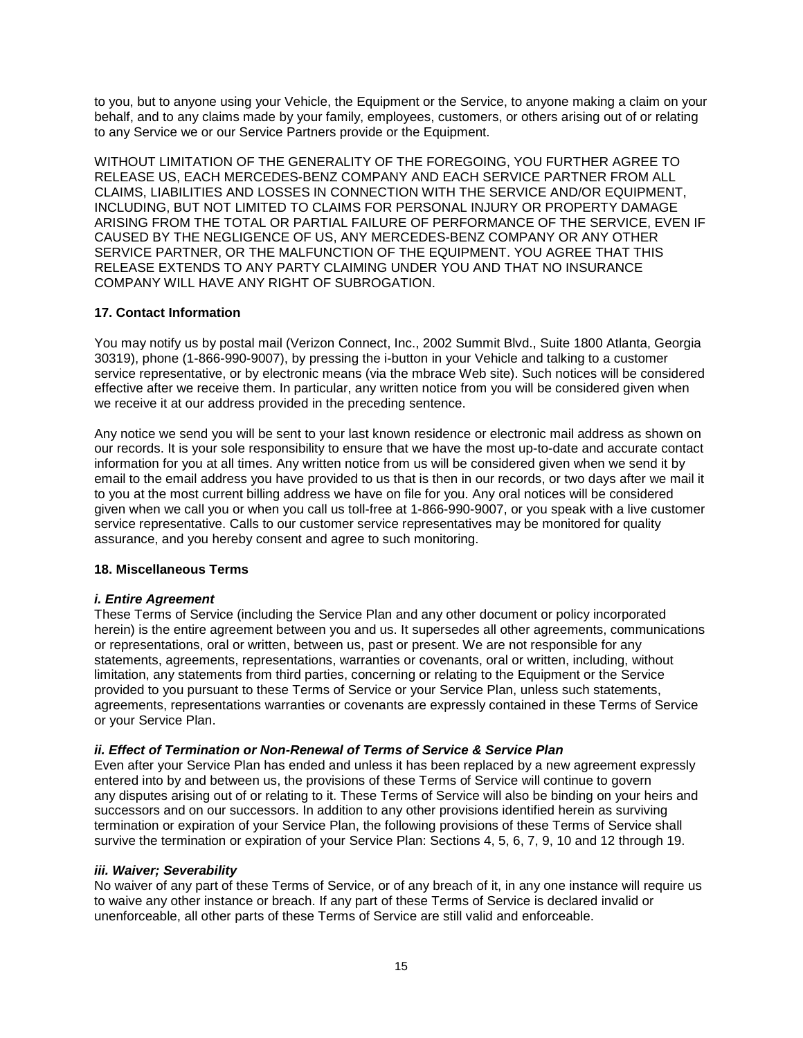to you, but to anyone using your Vehicle, the Equipment or the Service, to anyone making a claim on your behalf, and to any claims made by your family, employees, customers, or others arising out of or relating to any Service we or our Service Partners provide or the Equipment.

WITHOUT LIMITATION OF THE GENERALITY OF THE FOREGOING, YOU FURTHER AGREE TO RELEASE US, EACH MERCEDES-BENZ COMPANY AND EACH SERVICE PARTNER FROM ALL CLAIMS, LIABILITIES AND LOSSES IN CONNECTION WITH THE SERVICE AND/OR EQUIPMENT, INCLUDING, BUT NOT LIMITED TO CLAIMS FOR PERSONAL INJURY OR PROPERTY DAMAGE ARISING FROM THE TOTAL OR PARTIAL FAILURE OF PERFORMANCE OF THE SERVICE, EVEN IF CAUSED BY THE NEGLIGENCE OF US, ANY MERCEDES-BENZ COMPANY OR ANY OTHER SERVICE PARTNER, OR THE MALFUNCTION OF THE EQUIPMENT. YOU AGREE THAT THIS RELEASE EXTENDS TO ANY PARTY CLAIMING UNDER YOU AND THAT NO INSURANCE COMPANY WILL HAVE ANY RIGHT OF SUBROGATION.

**17. Contact Information**

You may notify us by postal mail (Verizon Connect, Inc., 2002 Summit Blvd., Suite 1800 Atlanta, Georgia 30319), phone (1-866-990-9007), by pressing the i-button in your Vehicle and talking to a customer service representative, or by electronic means (via the mbrace Web site). Such notices will be considered effective after we receive them. In particular, any written notice from you will be considered given when we receive it at our address provided in the preceding sentence.

Any notice we send you will be sent to your last known residence or electronic mail address as shown on our records. It is your sole responsibility to ensure that we have the most up-to-date and accurate contact information for you at all times. Any written notice from us will be considered given when we send it by email to the email address you have provided to us that is then in our records, or two days after we mail it to you at the most current billing address we have on file for you. Any oral notices will be considered given when we call you or when you call us toll-free at 1-866-990-9007, or you speak with a live customer service representative. Calls to our customer service representatives may be monitored for quality assurance, and you hereby consent and agree to such monitoring.

**18. Miscellaneous Terms**

***i. Entire Agreement***

These Terms of Service (including the Service Plan and any other document or policy incorporated herein) is the entire agreement between you and us. It supersedes all other agreements, communications or representations, oral or written, between us, past or present. We are not responsible for any statements, agreements, representations, warranties or covenants, oral or written, including, without limitation, any statements from third parties, concerning or relating to the Equipment or the Service provided to you pursuant to these Terms of Service or your Service Plan, unless such statements, agreements, representations warranties or covenants are expressly contained in these Terms of Service or your Service Plan.

***ii. Effect of Termination or Non-Renewal of Terms of Service & Service Plan***

Even after your Service Plan has ended and unless it has been replaced by a new agreement expressly entered into by and between us, the provisions of these Terms of Service will continue to govern any disputes arising out of or relating to it. These Terms of Service will also be binding on your heirs and successors and on our successors. In addition to any other provisions identified herein as surviving termination or expiration of your Service Plan, the following provisions of these Terms of Service shall survive the termination or expiration of your Service Plan: Sections 4, 5, 6, 7, 9, 10 and 12 through 19.

***iii. Waiver; Severability***

No waiver of any part of these Terms of Service, or of any breach of it, in any one instance will require us to waive any other instance or breach. If any part of these Terms of Service is declared invalid or unenforceable, all other parts of these Terms of Service are still valid and enforceable.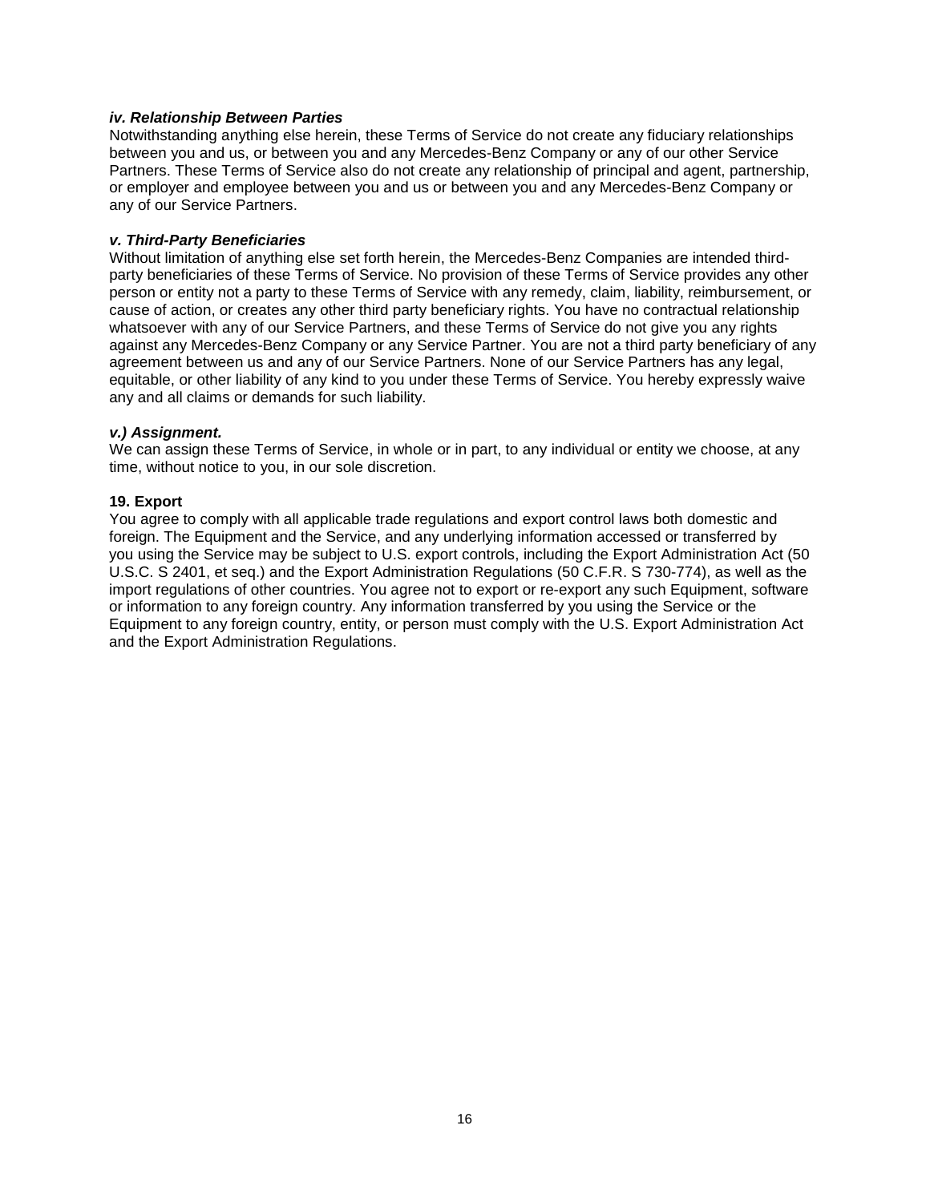***iv. Relationship Between Parties***

Notwithstanding anything else herein, these Terms of Service do not create any fiduciary relationships between you and us, or between you and any Mercedes-Benz Company or any of our other Service Partners. These Terms of Service also do not create any relationship of principal and agent, partnership, or employer and employee between you and us or between you and any Mercedes-Benz Company or any of our Service Partners.

***v. Third-Party Beneficiaries***

Without limitation of anything else set forth herein, the Mercedes-Benz Companies are intended third-party beneficiaries of these Terms of Service. No provision of these Terms of Service provides any other person or entity not a party to these Terms of Service with any remedy, claim, liability, reimbursement, or cause of action, or creates any other third party beneficiary rights. You have no contractual relationship whatsoever with any of our Service Partners, and these Terms of Service do not give you any rights against any Mercedes-Benz Company or any Service Partner. You are not a third party beneficiary of any agreement between us and any of our Service Partners. None of our Service Partners has any legal, equitable, or other liability of any kind to you under these Terms of Service. You hereby expressly waive any and all claims or demands for such liability.

***v.) Assignment.***

We can assign these Terms of Service, in whole or in part, to any individual or entity we choose, at any time, without notice to you, in our sole discretion.

**19. Export**

You agree to comply with all applicable trade regulations and export control laws both domestic and foreign. The Equipment and the Service, and any underlying information accessed or transferred by you using the Service may be subject to U.S. export controls, including the Export Administration Act (50 U.S.C. S 2401, et seq.) and the Export Administration Regulations (50 C.F.R. S 730-774), as well as the import regulations of other countries. You agree not to export or re-export any such Equipment, software or information to any foreign country. Any information transferred by you using the Service or the Equipment to any foreign country, entity, or person must comply with the U.S. Export Administration Act and the Export Administration Regulations.